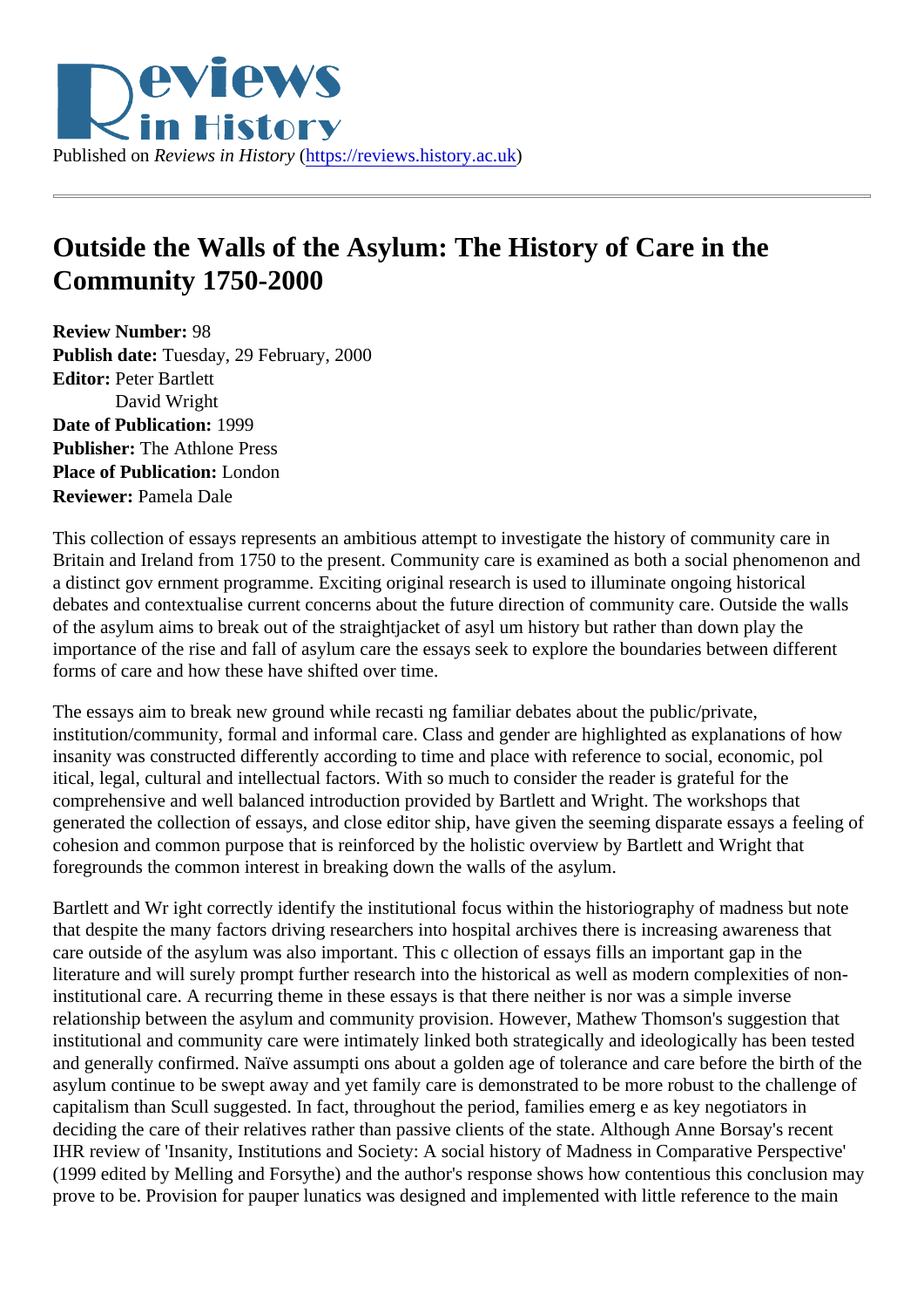Published on *Reviews in History* (https://reviews.history.ac.uk)

# Outside the Walls of the Asylum: The History of Care in the Community 1750-2000

**Review Number:** 98
**Publish date:** Tuesday, 29 February, 2000
**Editor:** Peter Bartlett
David Wright
**Date of Publication:** 1999
**Publisher:** The Athlone Press
**Place of Publication:** London
**Reviewer:** Pamela Dale

This collection of essays represents an ambitious attempt to investigate the history of community care in Britain and Ireland from 1750 to the present. Community care is examined as both a social phenomenon and a distinct gov ernment programme. Exciting original research is used to illuminate ongoing historical debates and contextualise current concerns about the future direction of community care. Outside the walls of the asylum aims to break out of the straightjacket of asyl um history but rather than down play the importance of the rise and fall of asylum care the essays seek to explore the boundaries between different forms of care and how these have shifted over time.

The essays aim to break new ground while recasti ng familiar debates about the public/private, institution/community, formal and informal care. Class and gender are highlighted as explanations of how insanity was constructed differently according to time and place with reference to social, economic, pol itical, legal, cultural and intellectual factors. With so much to consider the reader is grateful for the comprehensive and well balanced introduction provided by Bartlett and Wright. The workshops that generated the collection of essays, and close editor ship, have given the seeming disparate essays a feeling of cohesion and common purpose that is reinforced by the holistic overview by Bartlett and Wright that foregrounds the common interest in breaking down the walls of the asylum.

Bartlett and Wr ight correctly identify the institutional focus within the historiography of madness but note that despite the many factors driving researchers into hospital archives there is increasing awareness that care outside of the asylum was also important. This c ollection of essays fills an important gap in the literature and will surely prompt further research into the historical as well as modern complexities of non-institutional care. A recurring theme in these essays is that there neither is nor was a simple inverse relationship between the asylum and community provision. However, Mathew Thomson's suggestion that institutional and community care were intimately linked both strategically and ideologically has been tested and generally confirmed. Naïve assumpti ons about a golden age of tolerance and care before the birth of the asylum continue to be swept away and yet family care is demonstrated to be more robust to the challenge of capitalism than Scull suggested. In fact, throughout the period, families emerg e as key negotiators in deciding the care of their relatives rather than passive clients of the state. Although Anne Borsay's recent IHR review of 'Insanity, Institutions and Society: A social history of Madness in Comparative Perspective' (1999 edited by Melling and Forsythe) and the author's response shows how contentious this conclusion may prove to be. Provision for pauper lunatics was designed and implemented with little reference to the main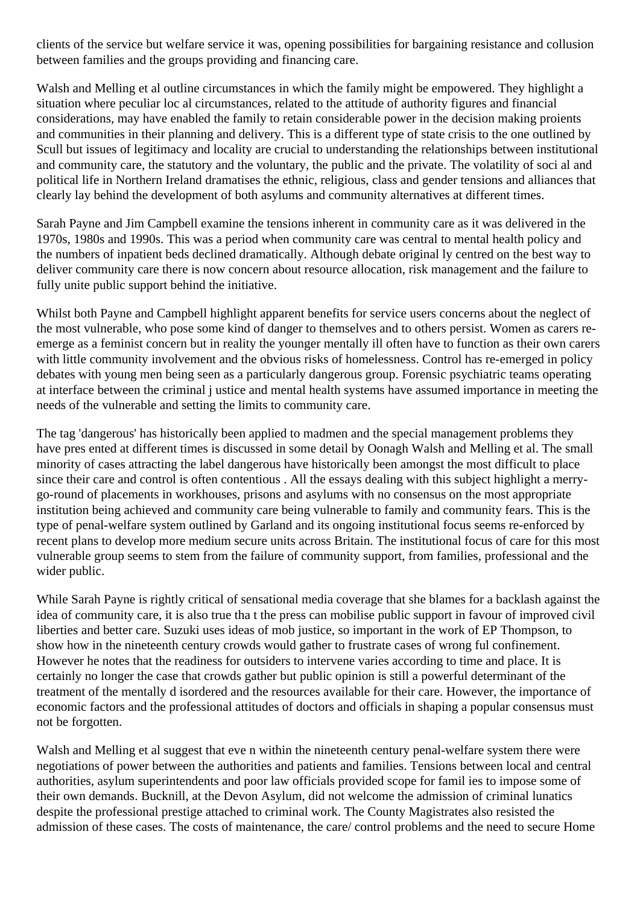clients of the service but welfare service it was, opening possibilities for bargaining resistance and collusion between families and the groups providing and financing care.

Walsh and Melling et al outline circumstances in which the family might be empowered. They highlight a situation where peculiar loc al circumstances, related to the attitude of authority figures and financial considerations, may have enabled the family to retain considerable power in the decision making proients and communities in their planning and delivery. This is a different type of state crisis to the one outlined by Scull but issues of legitimacy and locality are crucial to understanding the relationships between institutional and community care, the statutory and the voluntary, the public and the private. The volatility of soci al and political life in Northern Ireland dramatises the ethnic, religious, class and gender tensions and alliances that clearly lay behind the development of both asylums and community alternatives at different times.

Sarah Payne and Jim Campbell examine the tensions inherent in community care as it was delivered in the 1970s, 1980s and 1990s. This was a period when community care was central to mental health policy and the numbers of inpatient beds declined dramatically. Although debate original ly centred on the best way to deliver community care there is now concern about resource allocation, risk management and the failure to fully unite public support behind the initiative.

Whilst both Payne and Campbell highlight apparent benefits for service users concerns about the neglect of the most vulnerable, who pose some kind of danger to themselves and to others persist. Women as carers re-emerge as a feminist concern but in reality the younger mentally ill often have to function as their own carers with little community involvement and the obvious risks of homelessness. Control has re-emerged in policy debates with young men being seen as a particularly dangerous group. Forensic psychiatric teams operating at interface between the criminal j ustice and mental health systems have assumed importance in meeting the needs of the vulnerable and setting the limits to community care.

The tag 'dangerous' has historically been applied to madmen and the special management problems they have pres ented at different times is discussed in some detail by Oonagh Walsh and Melling et al. The small minority of cases attracting the label dangerous have historically been amongst the most difficult to place since their care and control is often contentious . All the essays dealing with this subject highlight a merry-go-round of placements in workhouses, prisons and asylums with no consensus on the most appropriate institution being achieved and community care being vulnerable to family and community fears. This is the type of penal-welfare system outlined by Garland and its ongoing institutional focus seems re-enforced by recent plans to develop more medium secure units across Britain. The institutional focus of care for this most vulnerable group seems to stem from the failure of community support, from families, professional and the wider public.

While Sarah Payne is rightly critical of sensational media coverage that she blames for a backlash against the idea of community care, it is also true tha t the press can mobilise public support in favour of improved civil liberties and better care. Suzuki uses ideas of mob justice, so important in the work of EP Thompson, to show how in the nineteenth century crowds would gather to frustrate cases of wrong ful confinement. However he notes that the readiness for outsiders to intervene varies according to time and place. It is certainly no longer the case that crowds gather but public opinion is still a powerful determinant of the treatment of the mentally d isordered and the resources available for their care. However, the importance of economic factors and the professional attitudes of doctors and officials in shaping a popular consensus must not be forgotten.

Walsh and Melling et al suggest that eve n within the nineteenth century penal-welfare system there were negotiations of power between the authorities and patients and families. Tensions between local and central authorities, asylum superintendents and poor law officials provided scope for famil ies to impose some of their own demands. Bucknill, at the Devon Asylum, did not welcome the admission of criminal lunatics despite the professional prestige attached to criminal work. The County Magistrates also resisted the admission of these cases. The costs of maintenance, the care/ control problems and the need to secure Home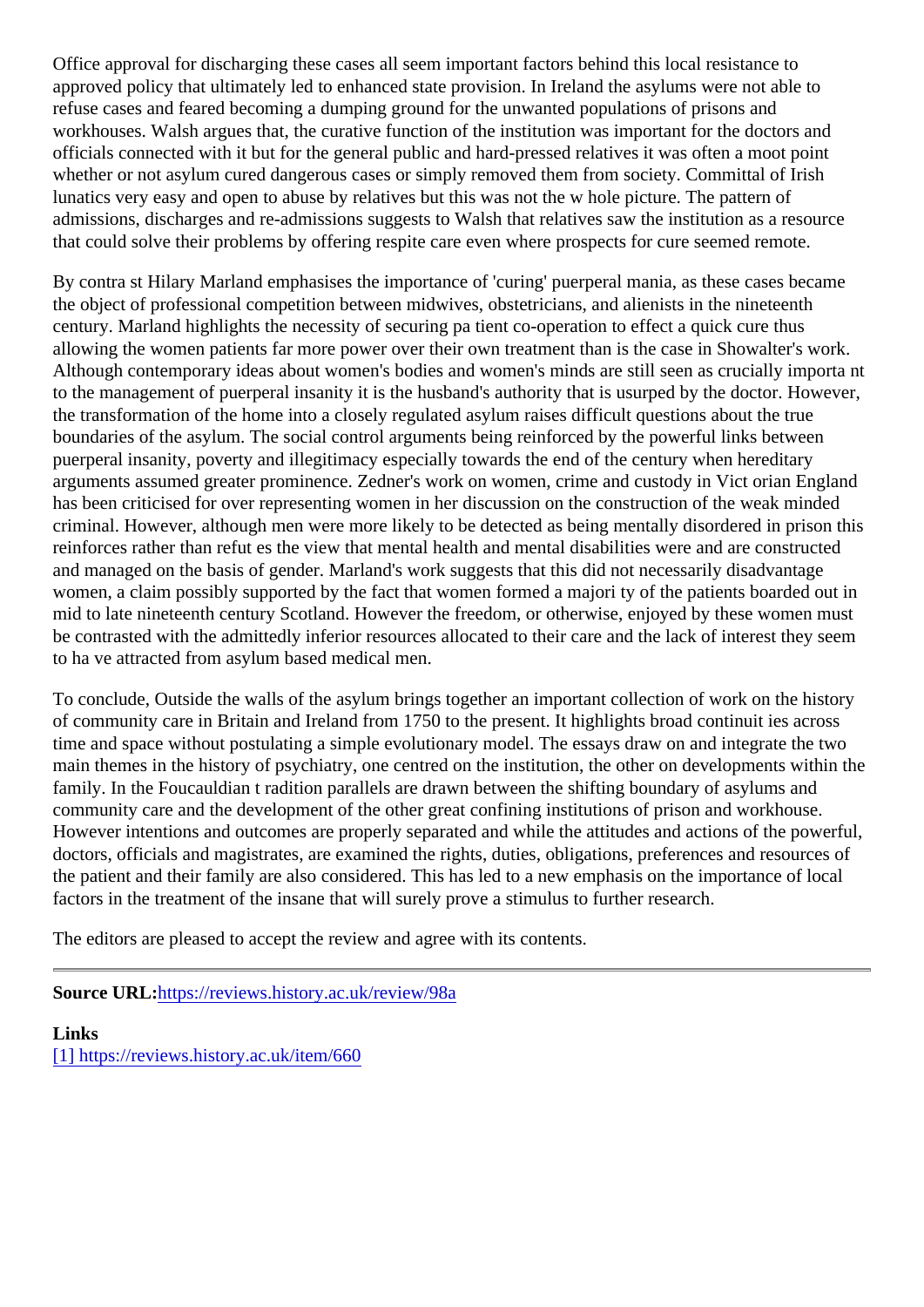Office approval for discharging these cases all seem important factors behind this local resistance to approved policy that ultimately led to enhanced state provision. In Ireland the asylums were not able to refuse cases and feared becoming a dumping ground for the unwanted populations of prisons and workhouses. Walsh argues that, the curative function of the institution was important for the doctors and officials connected with it but for the general public and hard-pressed relatives it was often a moot point whether or not asylum cured dangerous cases or simply removed them from society. Committal of Irish lunatics very easy and open to abuse by relatives but this was not the w hole picture. The pattern of admissions, discharges and re-admissions suggests to Walsh that relatives saw the institution as a resource that could solve their problems by offering respite care even where prospects for cure seemed remote.

By contra st Hilary Marland emphasises the importance of 'curing' puerperal mania, as these cases became the object of professional competition between midwives, obstetricians, and alienists in the nineteenth century. Marland highlights the necessity of securing pa tient co-operation to effect a quick cure thus allowing the women patients far more power over their own treatment than is the case in Showalter's work. Although contemporary ideas about women's bodies and women's minds are still seen as crucially importa nt to the management of puerperal insanity it is the husband's authority that is usurped by the doctor. However, the transformation of the home into a closely regulated asylum raises difficult questions about the true boundaries of the asylum. The social control arguments being reinforced by the powerful links between puerperal insanity, poverty and illegitimacy especially towards the end of the century when hereditary arguments assumed greater prominence. Zedner's work on women, crime and custody in Vict orian England has been criticised for over representing women in her discussion on the construction of the weak minded criminal. However, although men were more likely to be detected as being mentally disordered in prison this reinforces rather than refut es the view that mental health and mental disabilities were and are constructed and managed on the basis of gender. Marland's work suggests that this did not necessarily disadvantage women, a claim possibly supported by the fact that women formed a majori ty of the patients boarded out in mid to late nineteenth century Scotland. However the freedom, or otherwise, enjoyed by these women must be contrasted with the admittedly inferior resources allocated to their care and the lack of interest they seem to ha ve attracted from asylum based medical men.

To conclude, Outside the walls of the asylum brings together an important collection of work on the history of community care in Britain and Ireland from 1750 to the present. It highlights broad continuit ies across time and space without postulating a simple evolutionary model. The essays draw on and integrate the two main themes in the history of psychiatry, one centred on the institution, the other on developments within the family. In the Foucauldian t radition parallels are drawn between the shifting boundary of asylums and community care and the development of the other great confining institutions of prison and workhouse. However intentions and outcomes are properly separated and while the attitudes and actions of the powerful, doctors, officials and magistrates, are examined the rights, duties, obligations, preferences and resources of the patient and their family are also considered. This has led to a new emphasis on the importance of local factors in the treatment of the insane that will surely prove a stimulus to further research.

The editors are pleased to accept the review and agree with its contents.

---

**Source URL:** https://reviews.history.ac.uk/review/98a

**Links**
[1] https://reviews.history.ac.uk/item/660